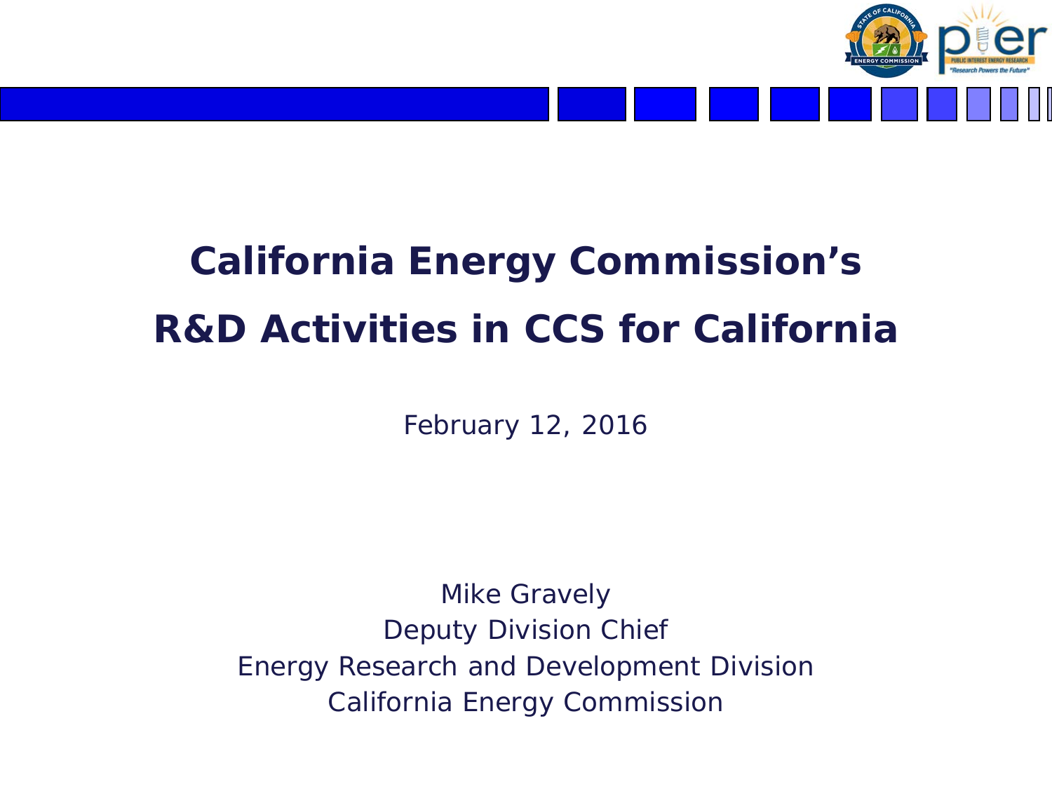# California Energy Commission's R&D Activities in CCS for California

February 12, 2016

Mike Gravely
Deputy Division Chief
Energy Research and Development Division
California Energy Commission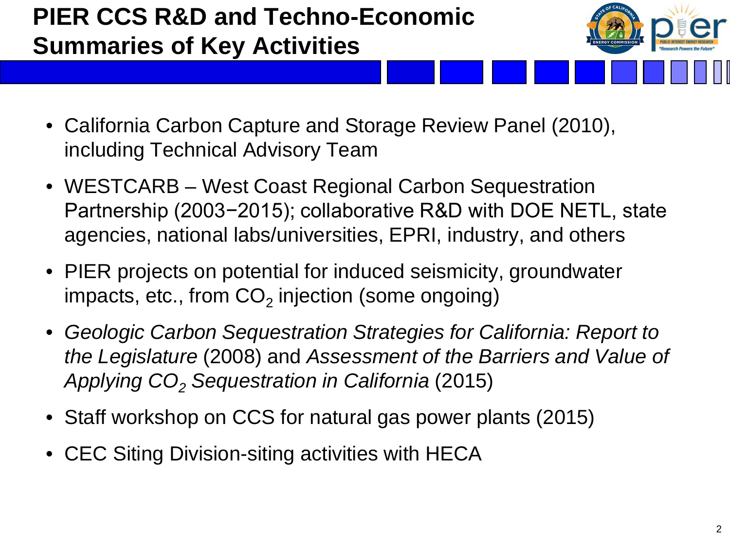# PIER CCS R&D and Techno-Economic Summaries of Key Activities

- California Carbon Capture and Storage Review Panel (2010), including Technical Advisory Team
- WESTCARB – West Coast Regional Carbon Sequestration Partnership (2003−2015); collaborative R&D with DOE NETL, state agencies, national labs/universities, EPRI, industry, and others
- PIER projects on potential for induced seismicity, groundwater impacts, etc., from $CO_2$ injection (some ongoing)
- *Geologic Carbon Sequestration Strategies for California: Report to the Legislature* (2008) and *Assessment of the Barriers and Value of Applying $CO_2$ Sequestration in California* (2015)
- Staff workshop on CCS for natural gas power plants (2015)
- CEC Siting Division-siting activities with HECA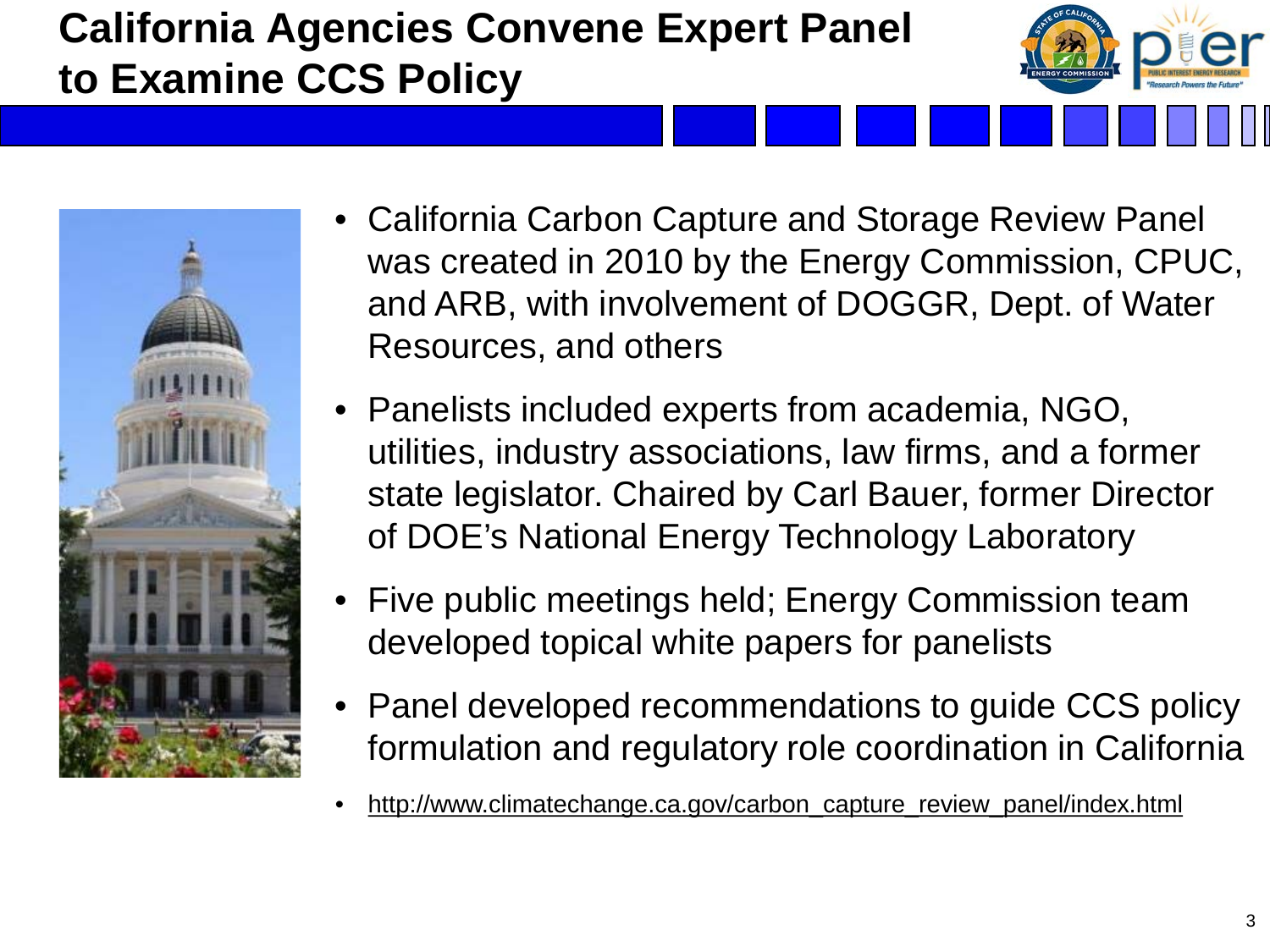# California Agencies Convene Expert Panel to Examine CCS Policy

- California Carbon Capture and Storage Review Panel was created in 2010 by the Energy Commission, CPUC, and ARB, with involvement of DOGGR, Dept. of Water Resources, and others
- Panelists included experts from academia, NGO, utilities, industry associations, law firms, and a former state legislator. Chaired by Carl Bauer, former Director of DOE's National Energy Technology Laboratory
- Five public meetings held; Energy Commission team developed topical white papers for panelists
- Panel developed recommendations to guide CCS policy formulation and regulatory role coordination in California
- http://www.climatechange.ca.gov/carbon_capture_review_panel/index.html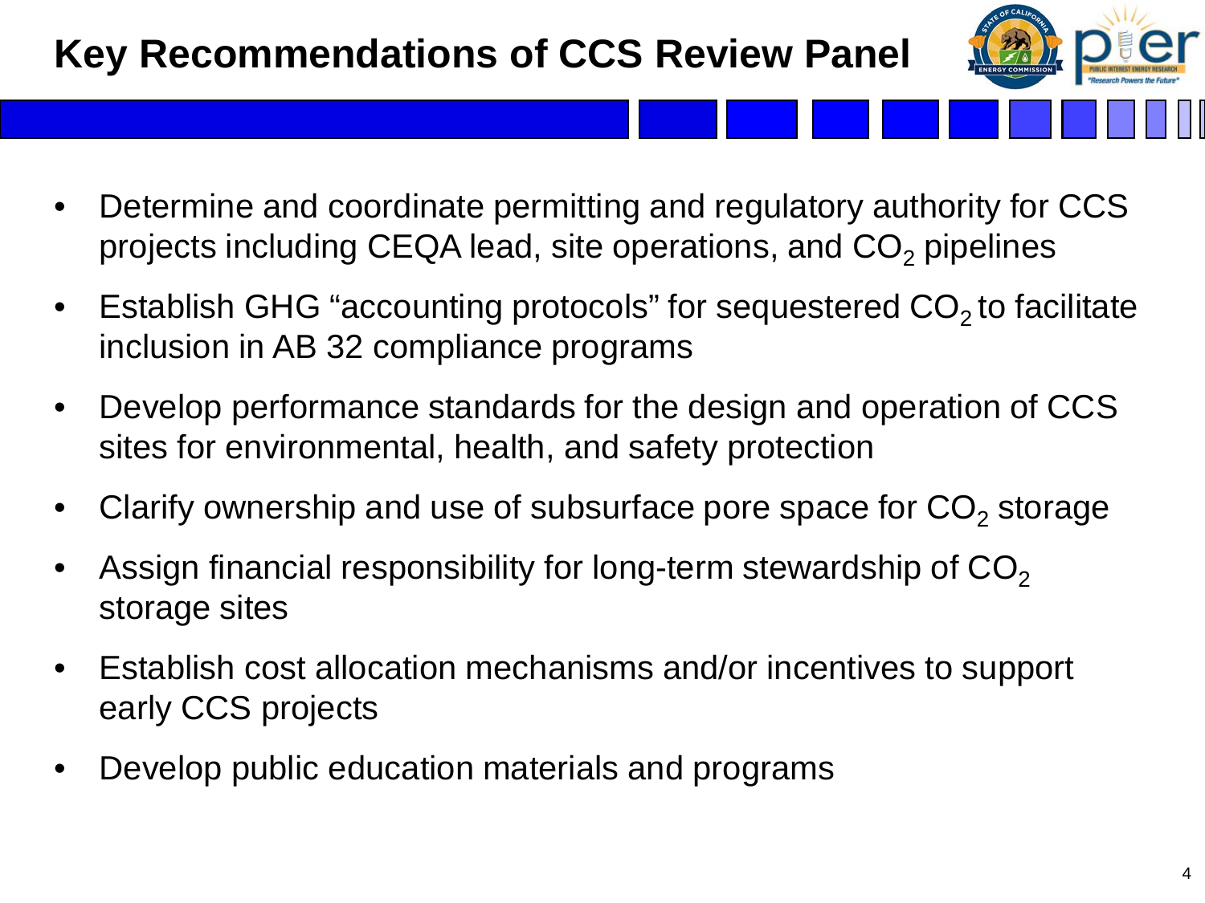# Key Recommendations of CCS Review Panel

- Determine and coordinate permitting and regulatory authority for CCS projects including CEQA lead, site operations, and $CO_2$ pipelines
- Establish GHG "accounting protocols" for sequestered $CO_2$ to facilitate inclusion in AB 32 compliance programs
- Develop performance standards for the design and operation of CCS sites for environmental, health, and safety protection
- Clarify ownership and use of subsurface pore space for $CO_2$ storage
- Assign financial responsibility for long-term stewardship of $CO_2$ storage sites
- Establish cost allocation mechanisms and/or incentives to support early CCS projects
- Develop public education materials and programs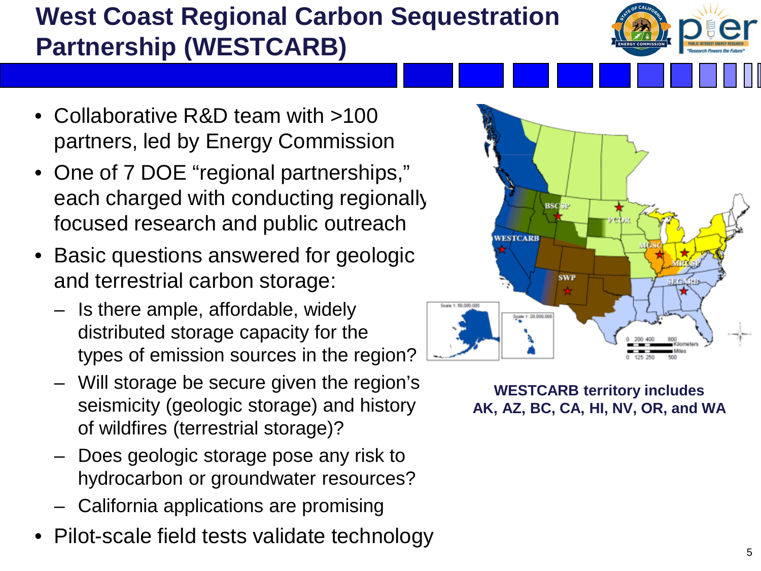# West Coast Regional Carbon Sequestration Partnership (WESTCARB)

- Collaborative R&D team with >100 partners, led by Energy Commission
- One of 7 DOE "regional partnerships," each charged with conducting regionally focused research and public outreach
- Basic questions answered for geologic and terrestrial carbon storage:
  - Is there ample, affordable, widely distributed storage capacity for the types of emission sources in the region?
  - Will storage be secure given the region's seismicity (geologic storage) and history of wildfires (terrestrial storage)?
  - Does geologic storage pose any risk to hydrocarbon or groundwater resources?
  - California applications are promising
- Pilot-scale field tests validate technology

**WESTCARB territory includes AK, AZ, BC, CA, HI, NV, OR, and WA**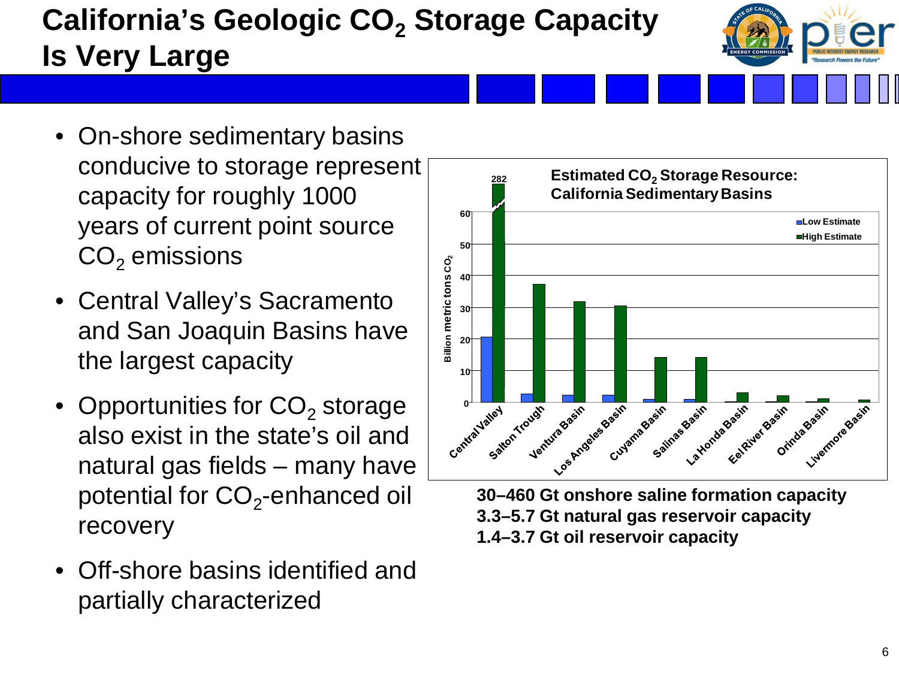# California's Geologic $CO_2$ Storage Capacity Is Very Large

- On-shore sedimentary basins conducive to storage represent capacity for roughly 1000 years of current point source $CO_2$ emissions
- Central Valley's Sacramento and San Joaquin Basins have the largest capacity
- Opportunities for $CO_2$ storage also exist in the state's oil and natural gas fields – many have potential for $CO_2$-enhanced oil recovery
- Off-shore basins identified and partially characterized

**Estimated $CO_2$ Storage Resource: California Sedimentary Basins**

**30–460 Gt onshore saline formation capacity**
**3.3–5.7 Gt natural gas reservoir capacity**
**1.4–3.7 Gt oil reservoir capacity**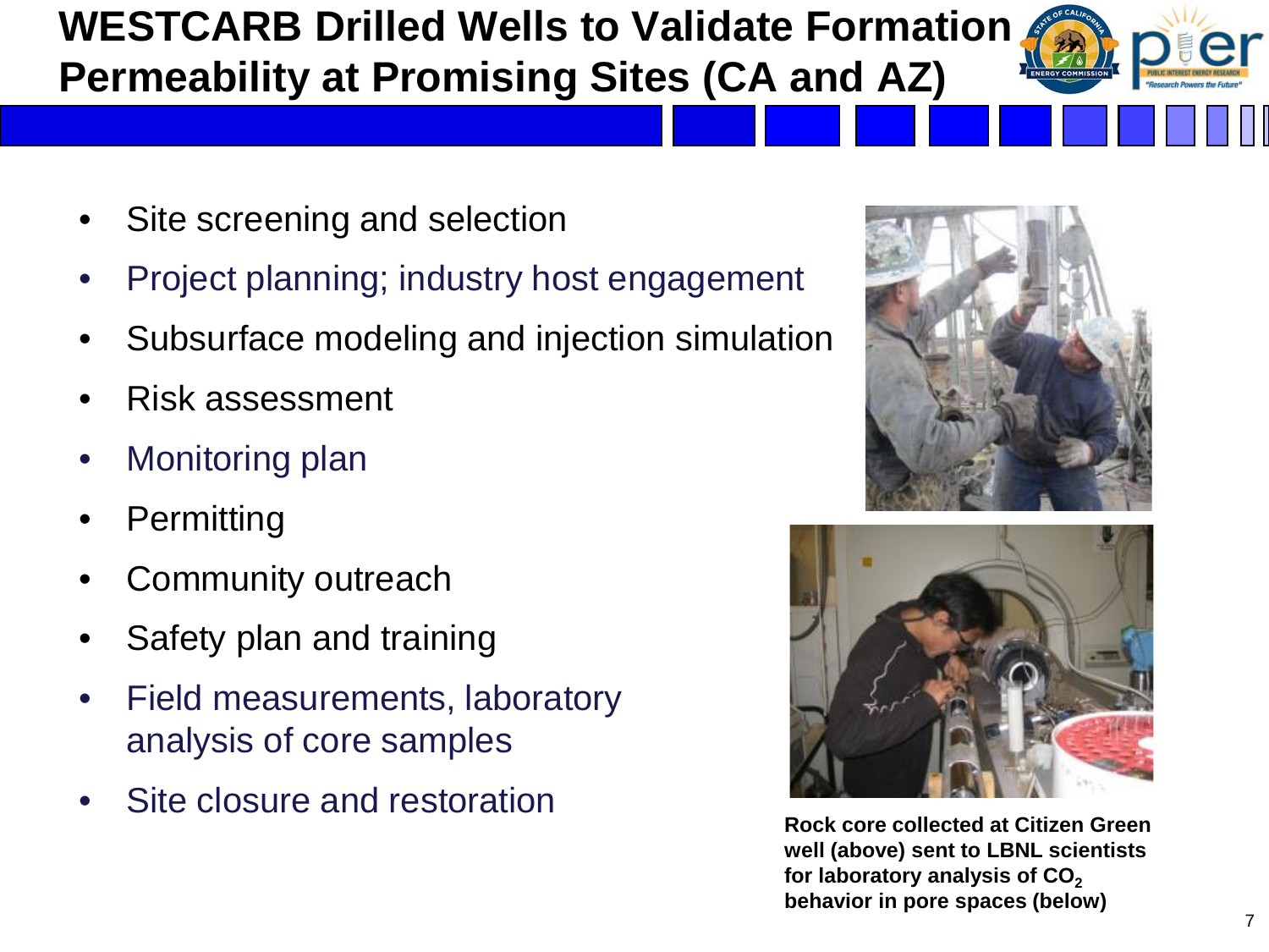# WESTCARB Drilled Wells to Validate Formation Permeability at Promising Sites (CA and AZ)

- Site screening and selection
- Project planning; industry host engagement
- Subsurface modeling and injection simulation
- Risk assessment
- Monitoring plan
- Permitting
- Community outreach
- Safety plan and training
- Field measurements, laboratory analysis of core samples
- Site closure and restoration

**Rock core collected at Citizen Green well (above) sent to LBNL scientists for laboratory analysis of $CO_2$ behavior in pore spaces (below)**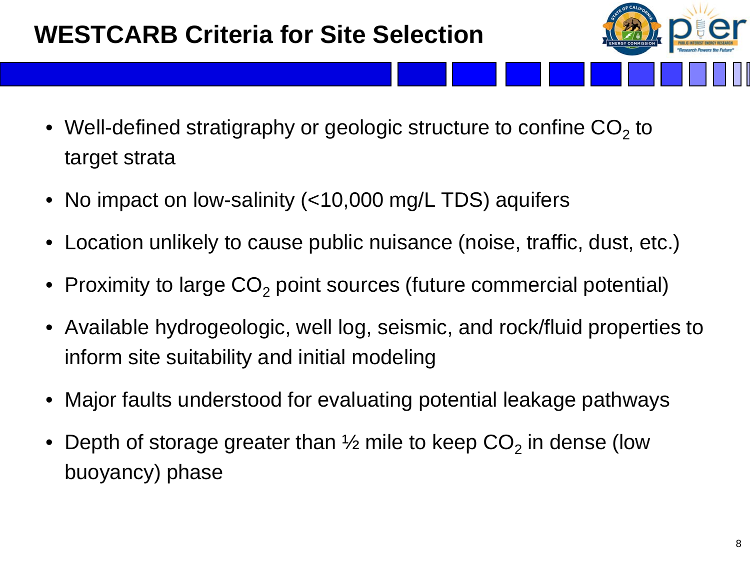# WESTCARB Criteria for Site Selection

- Well-defined stratigraphy or geologic structure to confine $CO_2$ to target strata
- No impact on low-salinity (<10,000 mg/L TDS) aquifers
- Location unlikely to cause public nuisance (noise, traffic, dust, etc.)
- Proximity to large $CO_2$ point sources (future commercial potential)
- Available hydrogeologic, well log, seismic, and rock/fluid properties to inform site suitability and initial modeling
- Major faults understood for evaluating potential leakage pathways
- Depth of storage greater than ½ mile to keep $CO_2$ in dense (low buoyancy) phase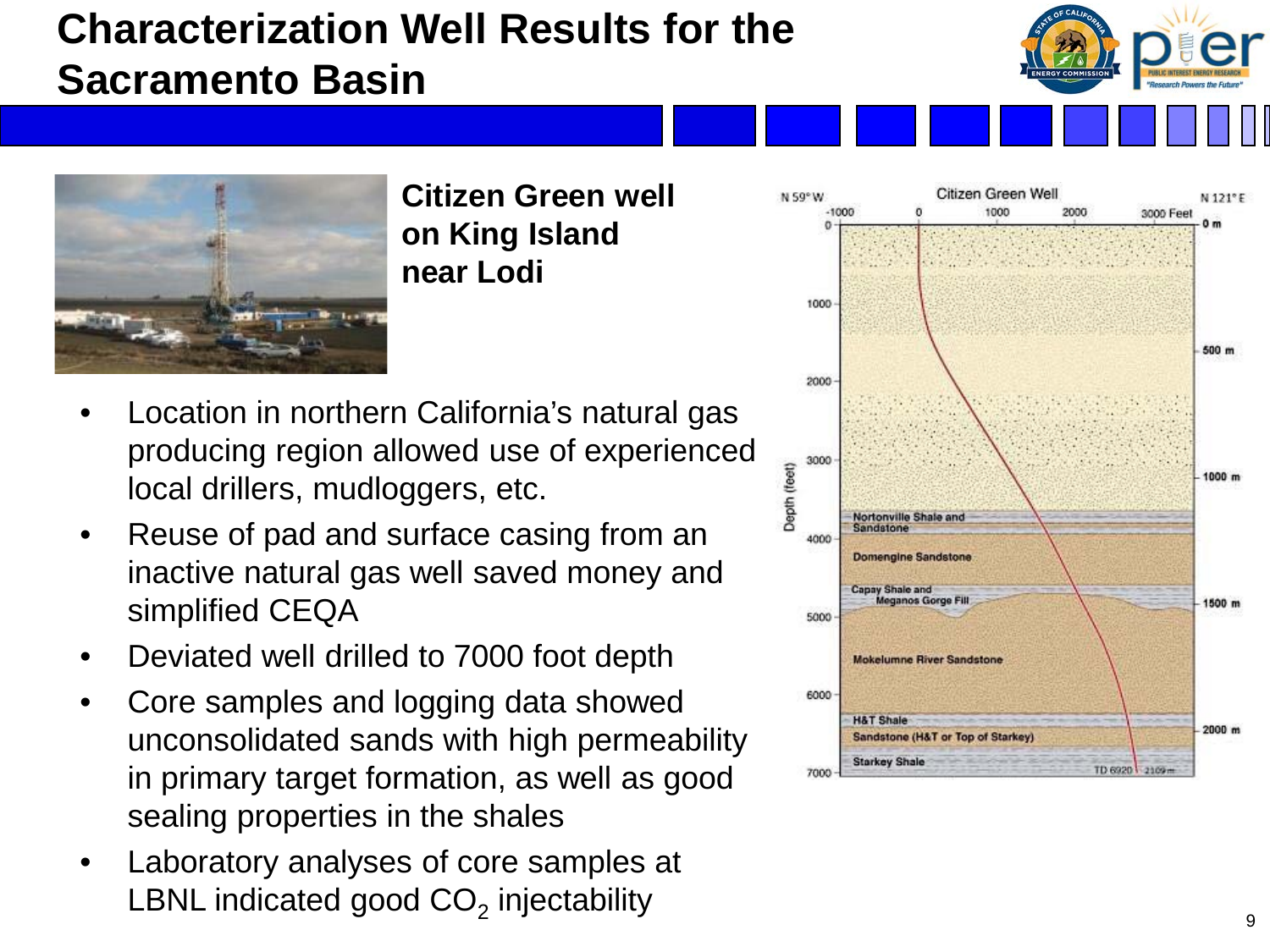# Characterization Well Results for the Sacramento Basin

**Citizen Green well on King Island near Lodi**

- Location in northern California's natural gas producing region allowed use of experienced local drillers, mudloggers, etc.
- Reuse of pad and surface casing from an inactive natural gas well saved money and simplified CEQA
- Deviated well drilled to 7000 foot depth
- Core samples and logging data showed unconsolidated sands with high permeability in primary target formation, as well as good sealing properties in the shales
- Laboratory analyses of core samples at LBNL indicated good $CO_2$ injectability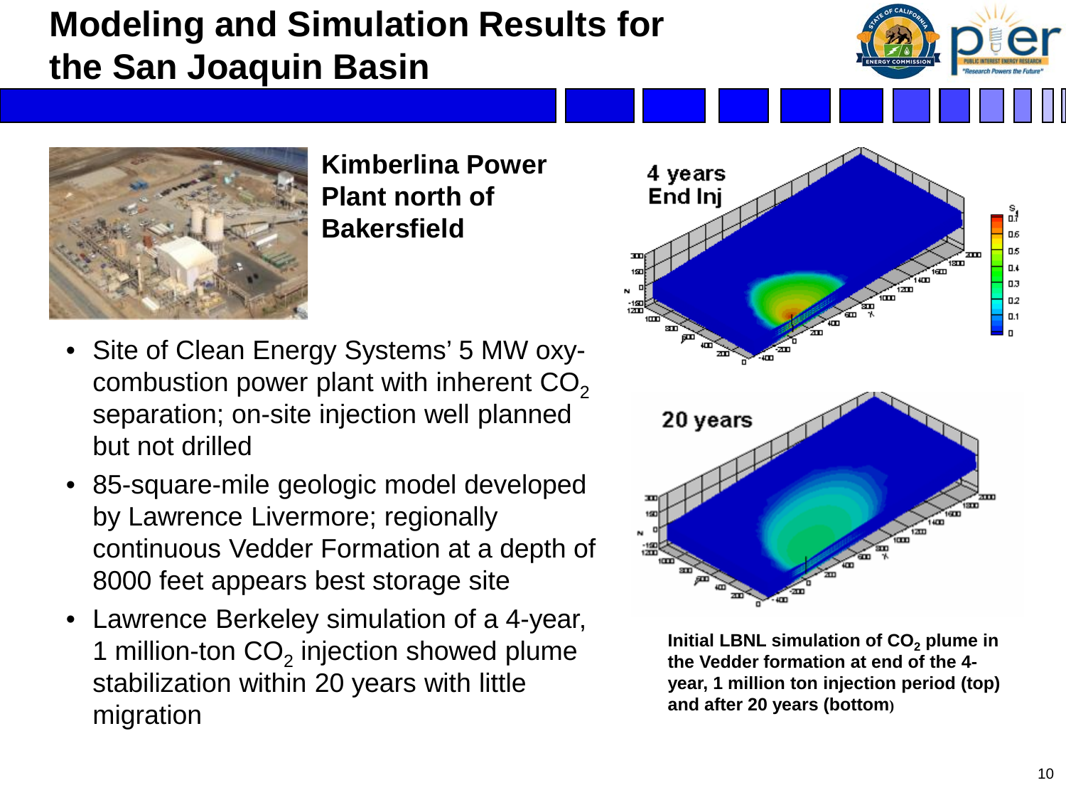# Modeling and Simulation Results for the San Joaquin Basin

**Kimberlina Power Plant north of Bakersfield**

- Site of Clean Energy Systems' 5 MW oxy-combustion power plant with inherent $CO_2$ separation; on-site injection well planned but not drilled
- 85-square-mile geologic model developed by Lawrence Livermore; regionally continuous Vedder Formation at a depth of 8000 feet appears best storage site
- Lawrence Berkeley simulation of a 4-year, 1 million-ton $CO_2$ injection showed plume stabilization within 20 years with little migration

**Initial LBNL simulation of $CO_2$ plume in the Vedder formation at end of the 4-year, 1 million ton injection period (top) and after 20 years (bottom)**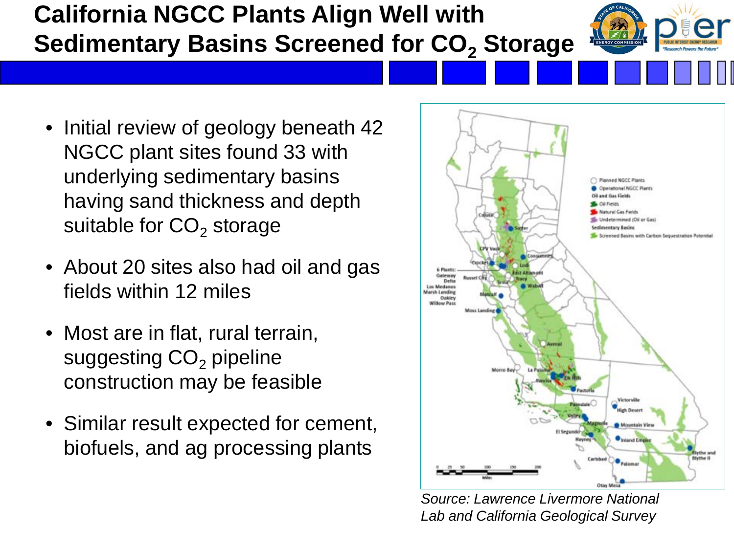# California NGCC Plants Align Well with Sedimentary Basins Screened for $CO_2$ Storage

- Initial review of geology beneath 42 NGCC plant sites found 33 with underlying sedimentary basins having sand thickness and depth suitable for $CO_2$ storage
- About 20 sites also had oil and gas fields within 12 miles
- Most are in flat, rural terrain, suggesting $CO_2$ pipeline construction may be feasible
- Similar result expected for cement, biofuels, and ag processing plants

*Source: Lawrence Livermore National Lab and California Geological Survey*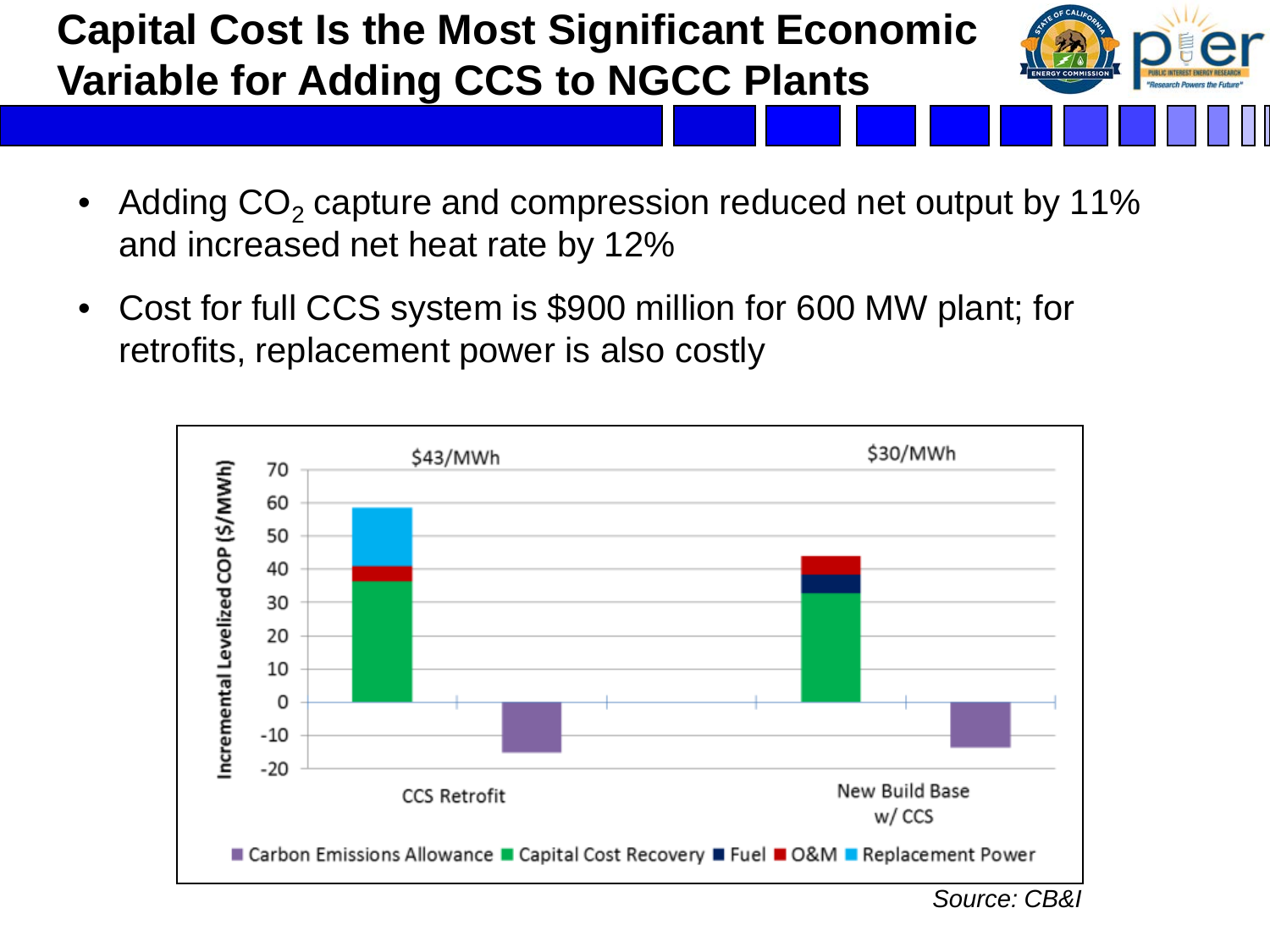# Capital Cost Is the Most Significant Economic Variable for Adding CCS to NGCC Plants

- Adding $CO_2$ capture and compression reduced net output by 11% and increased net heat rate by 12%
- Cost for full CCS system is $900 million for 600 MW plant; for retrofits, replacement power is also costly

Incremental Levelized COP ($/MWh)

CCS Retrofit: $43/MWh

New Build Base w/ CCS: $30/MWh

Carbon Emissions Allowance | Capital Cost Recovery | Fuel | O&M | Replacement Power

*Source: CB&I*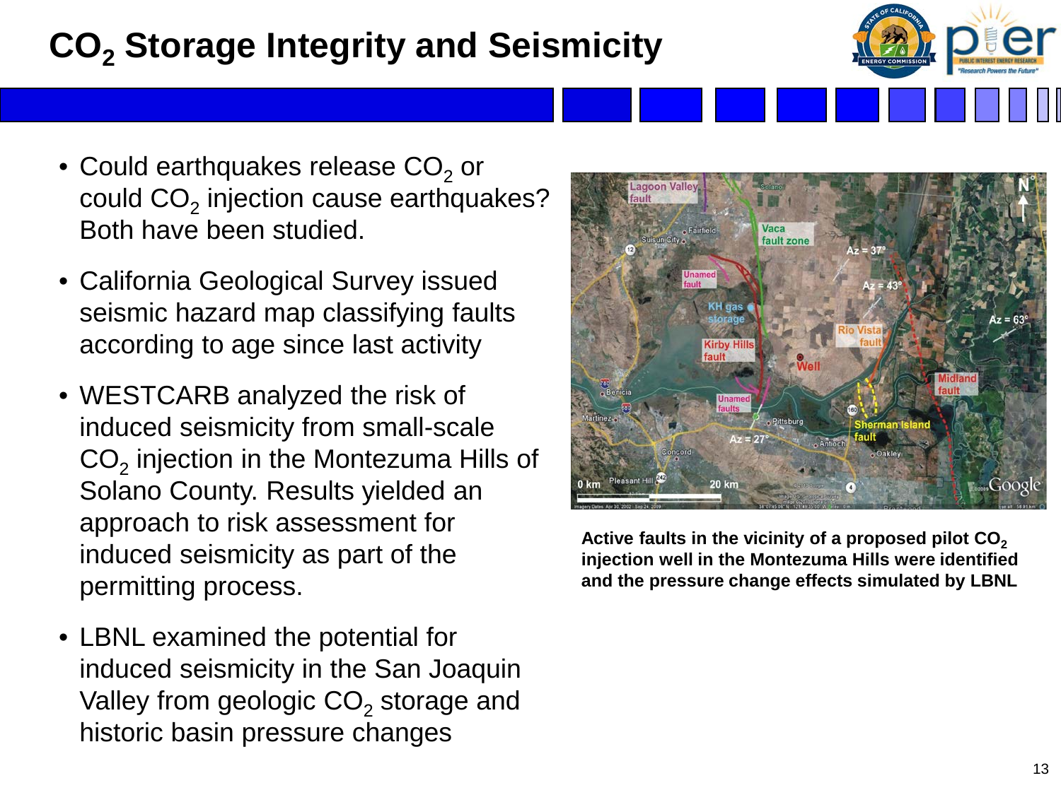# $CO_2$ Storage Integrity and Seismicity

- Could earthquakes release $CO_2$ or could $CO_2$ injection cause earthquakes? Both have been studied.
- California Geological Survey issued seismic hazard map classifying faults according to age since last activity
- WESTCARB analyzed the risk of induced seismicity from small-scale $CO_2$ injection in the Montezuma Hills of Solano County. Results yielded an approach to risk assessment for induced seismicity as part of the permitting process.
- LBNL examined the potential for induced seismicity in the San Joaquin Valley from geologic $CO_2$ storage and historic basin pressure changes

**Active faults in the vicinity of a proposed pilot $CO_2$ injection well in the Montezuma Hills were identified and the pressure change effects simulated by LBNL**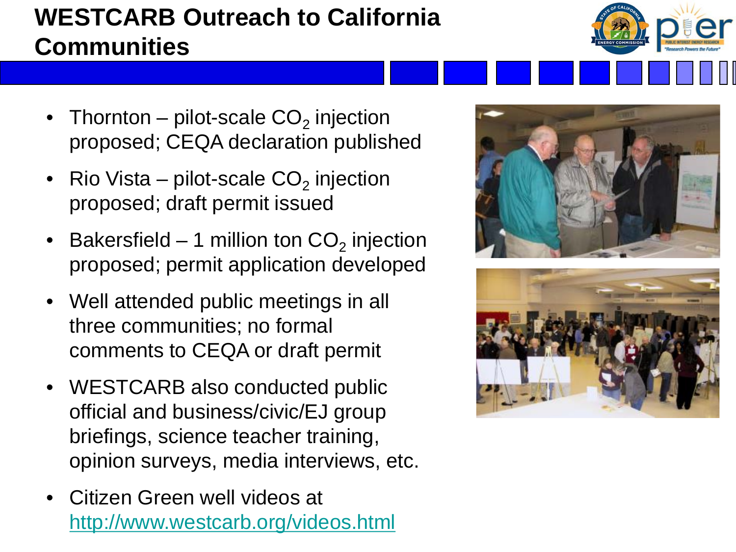# WESTCARB Outreach to California Communities

- Thornton – pilot-scale $CO_2$ injection proposed; CEQA declaration published
- Rio Vista – pilot-scale $CO_2$ injection proposed; draft permit issued
- Bakersfield – 1 million ton $CO_2$ injection proposed; permit application developed
- Well attended public meetings in all three communities; no formal comments to CEQA or draft permit
- WESTCARB also conducted public official and business/civic/EJ group briefings, science teacher training, opinion surveys, media interviews, etc.
- Citizen Green well videos at http://www.westcarb.org/videos.html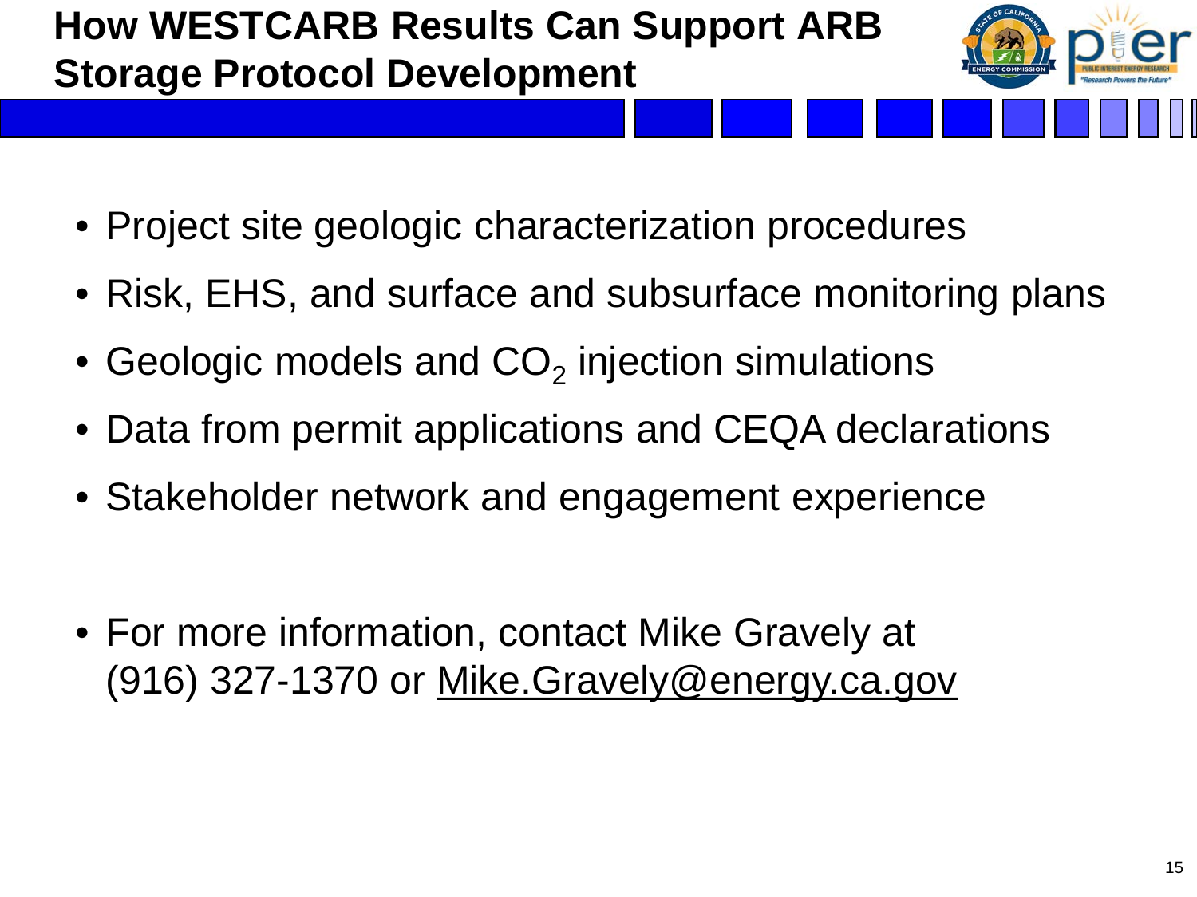# How WESTCARB Results Can Support ARB Storage Protocol Development

- Project site geologic characterization procedures
- Risk, EHS, and surface and subsurface monitoring plans
- Geologic models and $CO_2$ injection simulations
- Data from permit applications and CEQA declarations
- Stakeholder network and engagement experience

- For more information, contact Mike Gravely at (916) 327-1370 or Mike.Gravely@energy.ca.gov